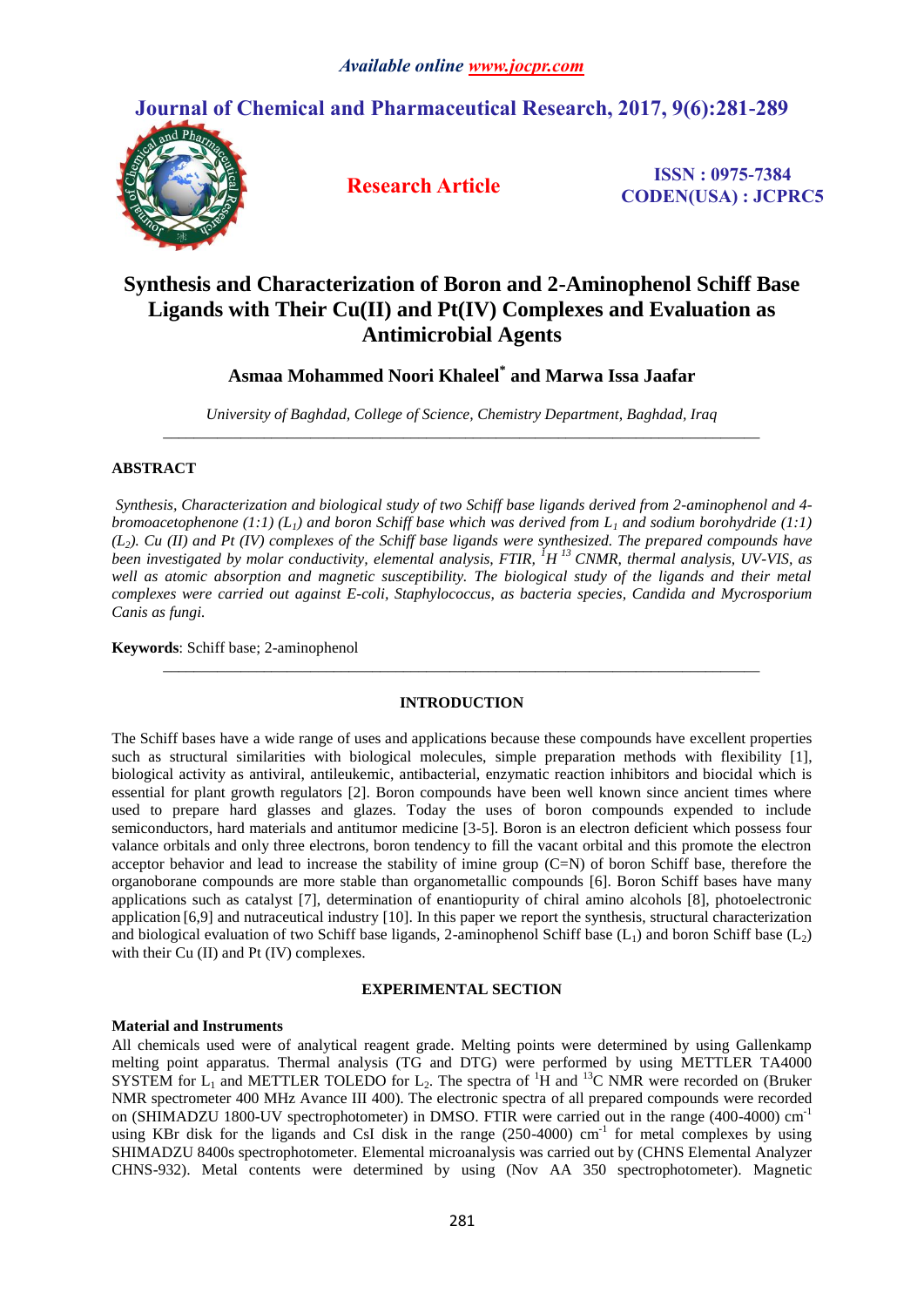*Available online www.jocpr.com*

# Synthesis and Characterization of Boron and 2-Aminophenol Schiff Base Ligands with Their Cu(II) and Pt(IV) Complexes and Evaluation as Antimicrobial Agents

**Asmaa Mohammed Noori Khaleel[*] and Marwa Issa Jaafar**

*University of Baghdad, College of Science, Chemistry Department, Baghdad, Iraq*

---

## ABSTRACT

*Synthesis, Characterization and biological study of two Schiff base ligands derived from 2-aminophenol and 4-bromoacetophenone (1:1) ($L_1$) and boron Schiff base which was derived from $L_1$ and sodium borohydride (1:1) ($L_2$). Cu (II) and Pt (IV) complexes of the Schiff base ligands were synthesized. The prepared compounds have been investigated by molar conductivity, elemental analysis, FTIR, $^1H$ $^{13}$CNMR, thermal analysis, UV-VIS, as well as atomic absorption and magnetic susceptibility. The biological study of the ligands and their metal complexes were carried out against E-coli, Staphylococcus, as bacteria species, Candida and Mycrosporium Canis as fungi.*

**Keywords**: Schiff base; 2-aminophenol

---

## INTRODUCTION

The Schiff bases have a wide range of uses and applications because these compounds have excellent properties such as structural similarities with biological molecules, simple preparation methods with flexibility [1], biological activity as antiviral, antileukemic, antibacterial, enzymatic reaction inhibitors and biocidal which is essential for plant growth regulators [2]. Boron compounds have been well known since ancient times where used to prepare hard glasses and glazes. Today the uses of boron compounds expended to include semiconductors, hard materials and antitumor medicine [3-5]. Boron is an electron deficient which possess four valance orbitals and only three electrons, boron tendency to fill the vacant orbital and this promote the electron acceptor behavior and lead to increase the stability of imine group (C=N) of boron Schiff base, therefore the organoborane compounds are more stable than organometallic compounds [6]. Boron Schiff bases have many applications such as catalyst [7], determination of enantiopurity of chiral amino alcohols [8], photoelectronic application [6,9] and nutraceutical industry [10]. In this paper we report the synthesis, structural characterization and biological evaluation of two Schiff base ligands, 2-aminophenol Schiff base ($L_1$) and boron Schiff base ($L_2$) with their Cu (II) and Pt (IV) complexes.

## EXPERIMENTAL SECTION

### Material and Instruments

All chemicals used were of analytical reagent grade. Melting points were determined by using Gallenkamp melting point apparatus. Thermal analysis (TG and DTG) were performed by using METTLER TA4000 SYSTEM for $L_1$ and METTLER TOLEDO for $L_2$. The spectra of $^1H$ and $^{13}C$ NMR were recorded on (Bruker NMR spectrometer 400 MHz Avance III 400). The electronic spectra of all prepared compounds were recorded on (SHIMADZU 1800-UV spectrophotometer) in DMSO. FTIR were carried out in the range (400-4000) $cm^{-1}$ using KBr disk for the ligands and CsI disk in the range (250-4000) $cm^{-1}$ for metal complexes by using SHIMADZU 8400s spectrophotometer. Elemental microanalysis was carried out by (CHNS Elemental Analyzer CHNS-932). Metal contents were determined by using (Nov AA 350 spectrophotometer). Magnetic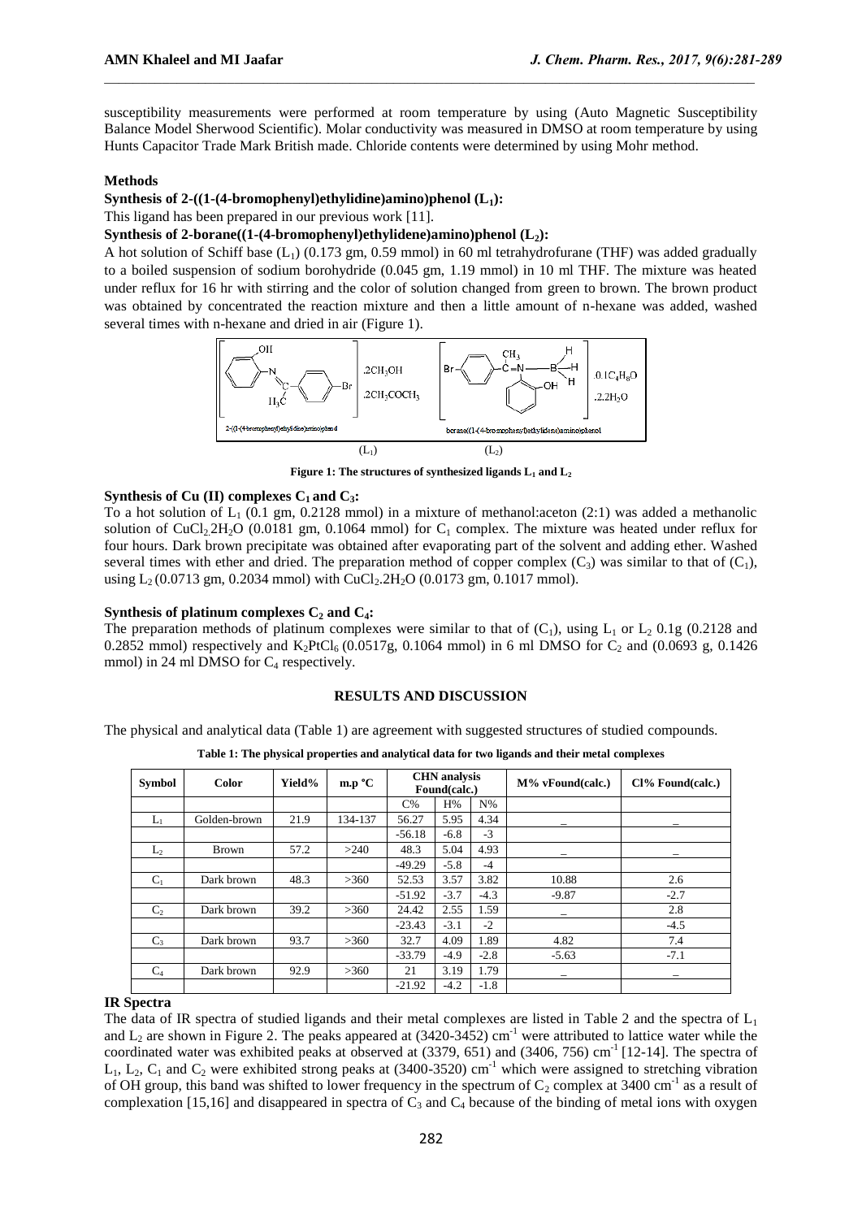susceptibility measurements were performed at room temperature by using (Auto Magnetic Susceptibility Balance Model Sherwood Scientific). Molar conductivity was measured in DMSO at room temperature by using Hunts Capacitor Trade Mark British made. Chloride contents were determined by using Mohr method.

**Methods**

**Synthesis of 2-((1-(4-bromophenyl)ethylidine)amino)phenol ($L_1$):**

This ligand has been prepared in our previous work [11].

**Synthesis of 2-borane((1-(4-bromophenyl)ethylidene)amino)phenol ($L_2$):**

A hot solution of Schiff base ($L_1$) (0.173 gm, 0.59 mmol) in 60 ml tetrahydrofurane (THF) was added gradually to a boiled suspension of sodium borohydride (0.045 gm, 1.19 mmol) in 10 ml THF. The mixture was heated under reflux for 16 hr with stirring and the color of solution changed from green to brown. The brown product was obtained by concentrated the reaction mixture and then a little amount of n-hexane was added, washed several times with n-hexane and dried in air (Figure 1).

Figure 1: The structures of synthesized ligands $L_1$ and $L_2$

**Synthesis of Cu (II) complexes $C_1$ and $C_3$:**

To a hot solution of $L_1$ (0.1 gm, 0.2128 mmol) in a mixture of methanol:aceton (2:1) was added a methanolic solution of $CuCl_2 2H_2O$ (0.0181 gm, 0.1064 mmol) for $C_1$ complex. The mixture was heated under reflux for four hours. Dark brown precipitate was obtained after evaporating part of the solvent and adding ether. Washed several times with ether and dried. The preparation method of copper complex ($C_3$) was similar to that of ($C_1$), using $L_2$ (0.0713 gm, 0.2034 mmol) with $CuCl_2.2H_2O$ (0.0173 gm, 0.1017 mmol).

**Synthesis of platinum complexes $C_2$ and $C_4$:**

The preparation methods of platinum complexes were similar to that of ($C_1$), using $L_1$ or $L_2$ 0.1g (0.2128 and 0.2852 mmol) respectively and $K_2PtCl_6$ (0.0517g, 0.1064 mmol) in 6 ml DMSO for $C_2$ and (0.0693 g, 0.1426 mmol) in 24 ml DMSO for $C_4$ respectively.

## RESULTS AND DISCUSSION

The physical and analytical data (Table 1) are agreement with suggested structures of studied compounds.

**Table 1: The physical properties and analytical data for two ligands and their metal complexes**

| Symbol | Color | Yield% | m.p °C | CHN analysis Found(calc.) | | | M% vFound(calc.) | Cl% Found(calc.) |
|---|---|---|---|---|---|---|---|---|
| | | | | C% | H% | N% | | |
| $L_1$ | Golden-brown | 21.9 | 134-137 | 56.27 | 5.95 | 4.34 | _ | _ |
| | | | | -56.18 | -6.8 | -3 | | |
| $L_2$ | Brown | 57.2 | >240 | 48.3 | 5.04 | 4.93 | _ | _ |
| | | | | -49.29 | -5.8 | -4 | | |
| $C_1$ | Dark brown | 48.3 | >360 | 52.53 | 3.57 | 3.82 | 10.88 | 2.6 |
| | | | | -51.92 | -3.7 | -4.3 | -9.87 | -2.7 |
| $C_2$ | Dark brown | 39.2 | >360 | 24.42 | 2.55 | 1.59 | _ | 2.8 |
| | | | | -23.43 | -3.1 | -2 | | -4.5 |
| $C_3$ | Dark brown | 93.7 | >360 | 32.7 | 4.09 | 1.89 | 4.82 | 7.4 |
| | | | | -33.79 | -4.9 | -2.8 | -5.63 | -7.1 |
| $C_4$ | Dark brown | 92.9 | >360 | 21 | 3.19 | 1.79 | _ | _ |
| | | | | -21.92 | -4.2 | -1.8 | | |

**IR Spectra**

The data of IR spectra of studied ligands and their metal complexes are listed in Table 2 and the spectra of $L_1$ and $L_2$ are shown in Figure 2. The peaks appeared at (3420-3452) $cm^{-1}$ were attributed to lattice water while the coordinated water was exhibited peaks at observed at (3379, 651) and (3406, 756) $cm^{-1}$ [12-14]. The spectra of $L_1$, $L_2$, $C_1$ and $C_2$ were exhibited strong peaks at (3400-3520) $cm^{-1}$ which were assigned to stretching vibration of OH group, this band was shifted to lower frequency in the spectrum of $C_2$ complex at 3400 $cm^{-1}$ as a result of complexation [15,16] and disappeared in spectra of $C_3$ and $C_4$ because of the binding of metal ions with oxygen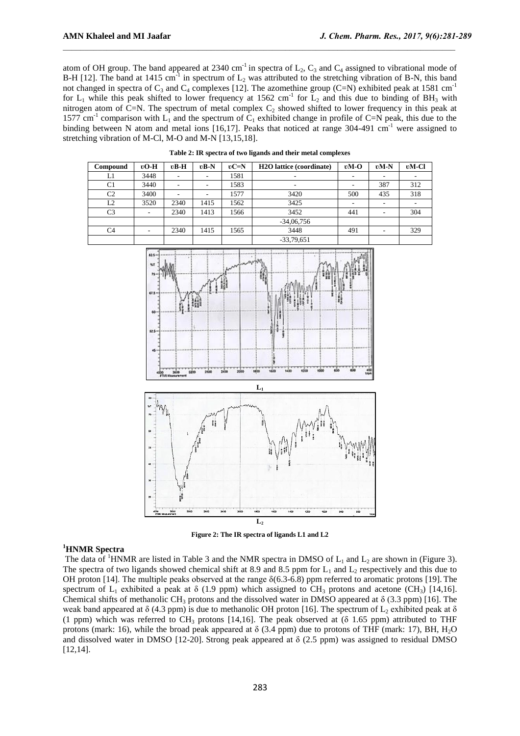atom of OH group. The band appeared at 2340 $cm^{-1}$ in spectra of $L_2$, $C_3$ and $C_4$ assigned to vibrational mode of B-H [12]. The band at 1415 $cm^{-1}$ in spectrum of $L_2$ was attributed to the stretching vibration of B-N, this band not changed in spectra of $C_3$ and $C_4$ complexes [12]. The azomethine group (C=N) exhibited peak at 1581 $cm^{-1}$ for $L_1$ while this peak shifted to lower frequency at 1562 $cm^{-1}$ for $L_2$ and this due to binding of $BH_3$ with nitrogen atom of C=N. The spectrum of metal complex $C_2$ showed shifted to lower frequency in this peak at 1577 $cm^{-1}$ comparison with $L_1$ and the spectrum of $C_1$ exhibited change in profile of C=N peak, this due to the binding between N atom and metal ions [16,17]. Peaks that noticed at range 304-491 $cm^{-1}$ were assigned to stretching vibration of M-Cl, M-O and M-N [13,15,18].

**Table 2: IR spectra of two ligands and their metal complexes**

| Compound | υO-H | υB-H | υB-N | υC=N | H2O lattice (coordinate) | υM-O | υM-N | υM-Cl |
|---|---|---|---|---|---|---|---|---|
| L1 | 3448 | - | - | 1581 | - | - | - | - |
| C1 | 3440 | - | - | 1583 | - | - | 387 | 312 |
| C2 | 3400 | - | - | 1577 | 3420 | 500 | 435 | 318 |
| L2 | 3520 | 2340 | 1415 | 1562 | 3425 | - | - | - |
| C3 | - | 2340 | 1413 | 1566 | 3452 | 441 | - | 304 |
| | | | | | -34,06,756 | | | |
| C4 | - | 2340 | 1415 | 1565 | 3448 | 491 | - | 329 |
| | | | | | -33,79,651 | | | |

$L_1$

$L_2$

**Figure 2: The IR spectra of ligands L1 and L2**

## [1]HNMR Spectra

The data of [1]HNMR are listed in Table 3 and the NMR spectra in DMSO of $L_1$ and $L_2$ are shown in (Figure 3). The spectra of two ligands showed chemical shift at 8.9 and 8.5 ppm for $L_1$ and $L_2$ respectively and this due to OH proton [14]. The multiple peaks observed at the range δ(6.3-6.8) ppm referred to aromatic protons [19]. The spectrum of $L_1$ exhibited a peak at δ (1.9 ppm) which assigned to $CH_3$ protons and acetone ($CH_3$) [14,16]. Chemical shifts of methanolic $CH_3$ protons and the dissolved water in DMSO appeared at δ (3.3 ppm) [16]. The weak band appeared at δ (4.3 ppm) is due to methanolic OH proton [16]. The spectrum of $L_2$ exhibited peak at δ (1 ppm) which was referred to $CH_3$ protons [14,16]. The peak observed at (δ 1.65 ppm) attributed to THF protons (mark: 16), while the broad peak appeared at δ (3.4 ppm) due to protons of THF (mark: 17), BH, $H_2O$ and dissolved water in DMSO [12-20]. Strong peak appeared at δ (2.5 ppm) was assigned to residual DMSO [12,14].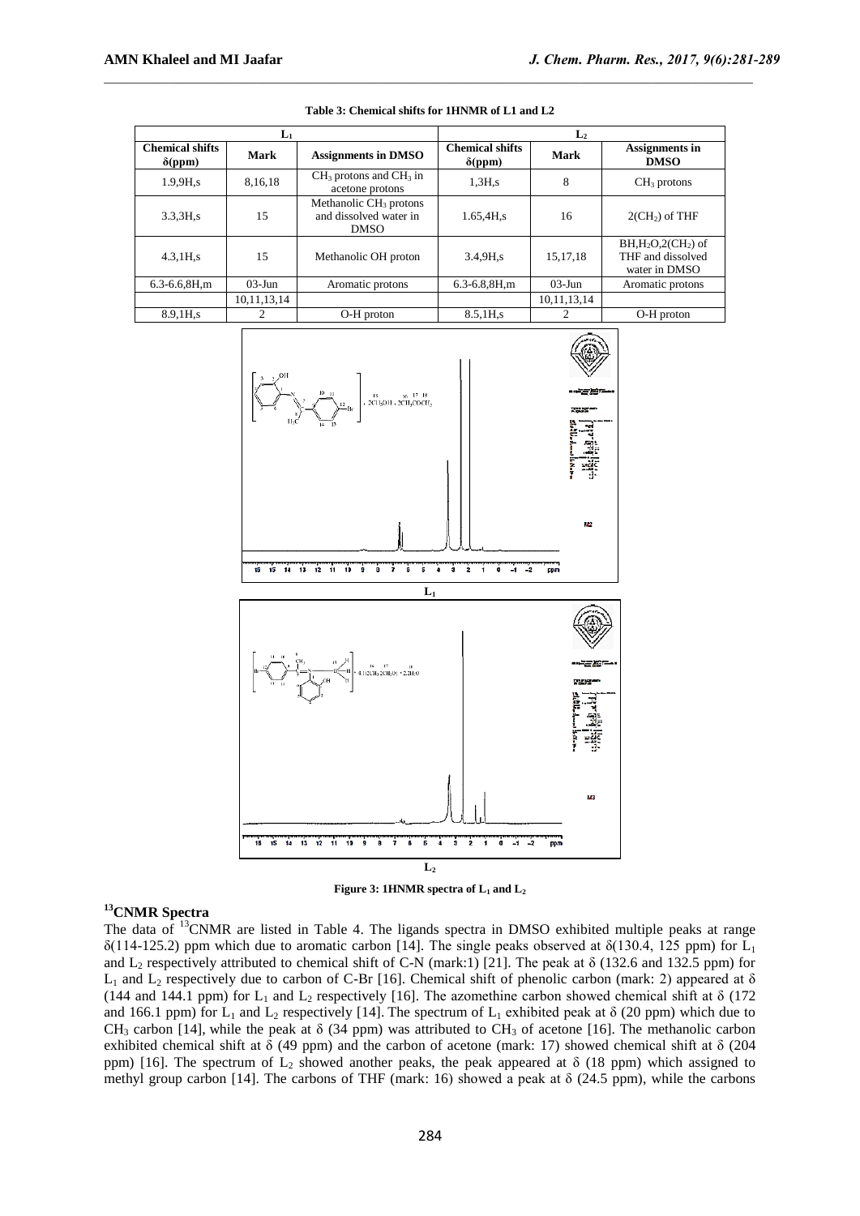**Table 3: Chemical shifts for 1HNMR of L1 and L2**

| $L_1$ | | | $L_2$ | | |
|---|---|---|---|---|---|
| Chemical shifts δ(ppm) | Mark | Assignments in DMSO | Chemical shifts δ(ppm) | Mark | Assignments in DMSO |
| 1.9,9H,s | 8,16,18 | $CH_3$ protons and $CH_3$ in acetone protons | 1,3H,s | 8 | $CH_3$ protons |
| 3.3,3H,s | 15 | Methanolic $CH_3$ protons and dissolved water in DMSO | 1.65,4H,s | 16 | $2(CH_2)$ of THF |
| 4.3,1H,s | 15 | Methanolic OH proton | 3.4,9H,s | 15,17,18 | $BH,H_2O,2(CH_2)$ of THF and dissolved water in DMSO |
| 6.3-6.6,8H,m | 03-Jun | Aromatic protons | 6.3-6.8,8H,m | 03-Jun | Aromatic protons |
| | 10,11,13,14 | | | 10,11,13,14 | |
| 8.9,1H,s | 2 | O-H proton | 8.5,1H,s | 2 | O-H proton |

$L_1$

$L_2$

**Figure 3: 1HNMR spectra of $L_1$ and $L_2$**

## $^{13}$CNMR Spectra

The data of $^{13}$CNMR are listed in Table 4. The ligands spectra in DMSO exhibited multiple peaks at range δ(114-125.2) ppm which due to aromatic carbon [14]. The single peaks observed at δ(130.4, 125 ppm) for $L_1$ and $L_2$ respectively attributed to chemical shift of C-N (mark:1) [21]. The peak at δ (132.6 and 132.5 ppm) for $L_1$ and $L_2$ respectively due to carbon of C-Br [16]. Chemical shift of phenolic carbon (mark: 2) appeared at δ (144 and 144.1 ppm) for $L_1$ and $L_2$ respectively [16]. The azomethine carbon showed chemical shift at δ (172 and 166.1 ppm) for $L_1$ and $L_2$ respectively [14]. The spectrum of $L_1$ exhibited peak at δ (20 ppm) which due to $CH_3$ carbon [14], while the peak at δ (34 ppm) was attributed to $CH_3$ of acetone [16]. The methanolic carbon exhibited chemical shift at δ (49 ppm) and the carbon of acetone (mark: 17) showed chemical shift at δ (204 ppm) [16]. The spectrum of $L_2$ showed another peaks, the peak appeared at δ (18 ppm) which assigned to methyl group carbon [14]. The carbons of THF (mark: 16) showed a peak at δ (24.5 ppm), while the carbons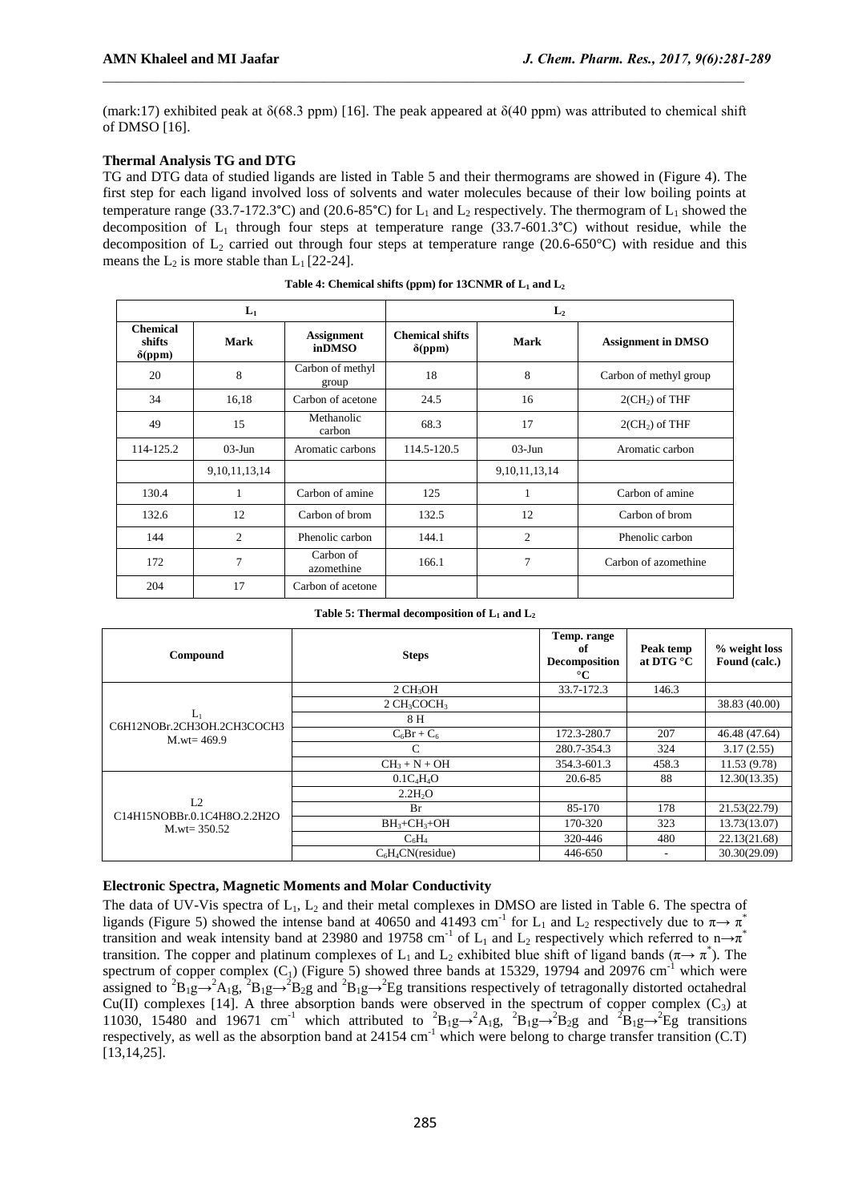(mark:17) exhibited peak at δ(68.3 ppm) [16]. The peak appeared at δ(40 ppm) was attributed to chemical shift of DMSO [16].

### Thermal Analysis TG and DTG

TG and DTG data of studied ligands are listed in Table 5 and their thermograms are showed in (Figure 4). The first step for each ligand involved loss of solvents and water molecules because of their low boiling points at temperature range (33.7-172.3°C) and (20.6-85°C) for $L_1$ and $L_2$ respectively. The thermogram of $L_1$ showed the decomposition of $L_1$ through four steps at temperature range (33.7-601.3°C) without residue, while the decomposition of $L_2$ carried out through four steps at temperature range (20.6-650°C) with residue and this means the $L_2$ is more stable than $L_1$ [22-24].

**Table 4: Chemical shifts (ppm) for 13CNMR of $L_1$ and $L_2$**

| $L_1$ | | | $L_2$ | | |
|---|---|---|---|---|---|
| **Chemical shifts δ(ppm)** | **Mark** | **Assignment inDMSO** | **Chemical shifts δ(ppm)** | **Mark** | **Assignment in DMSO** |
| 20 | 8 | Carbon of methyl group | 18 | 8 | Carbon of methyl group |
| 34 | 16,18 | Carbon of acetone | 24.5 | 16 | $2(CH_2)$ of THF |
| 49 | 15 | Methanolic carbon | 68.3 | 17 | $2(CH_2)$ of THF |
| 114-125.2 | 03-Jun | Aromatic carbons | 114.5-120.5 | 03-Jun | Aromatic carbon |
| | 9,10,11,13,14 | | | 9,10,11,13,14 | |
| 130.4 | 1 | Carbon of amine | 125 | 1 | Carbon of amine |
| 132.6 | 12 | Carbon of brom | 132.5 | 12 | Carbon of brom |
| 144 | 2 | Phenolic carbon | 144.1 | 2 | Phenolic carbon |
| 172 | 7 | Carbon of azomethine | 166.1 | 7 | Carbon of azomethine |
| 204 | 17 | Carbon of acetone | | | |

**Table 5: Thermal decomposition of $L_1$ and $L_2$**

| Compound | Steps | Temp. range of Decomposition °C | Peak temp at DTG °C | % weight loss Found (calc.) |
|---|---|---|---|---|
| $L_1$ C6H12NOBr.2CH3OH.2CH3COCH3 M.wt= 469.9 | $2\ CH_3OH$ | 33.7-172.3 | 146.3 | |
| | $2\ CH_3COCH_3$ | | | 38.83 (40.00) |
| | 8 H | | | |
| | $C_6Br + C_6$ | 172.3-280.7 | 207 | 46.48 (47.64) |
| | C | 280.7-354.3 | 324 | 3.17 (2.55) |
| | $CH_3 + N + OH$ | 354.3-601.3 | 458.3 | 11.53 (9.78) |
| L2 C14H15NOBBr.0.1C4H8O.2.2H2O M.wt= 350.52 | $0.1C_4H_4O$ | 20.6-85 | 88 | 12.30(13.35) |
| | $2.2H_2O$ | | | |
| | Br | 85-170 | 178 | 21.53(22.79) |
| | $BH_3+CH_3+OH$ | 170-320 | 323 | 13.73(13.07) |
| | $C_6H_4$ | 320-446 | 480 | 22.13(21.68) |
| | $C_6H_4CN$(residue) | 446-650 | - | 30.30(29.09) |

### Electronic Spectra, Magnetic Moments and Molar Conductivity

The data of UV-Vis spectra of $L_1$, $L_2$ and their metal complexes in DMSO are listed in Table 6. The spectra of ligands (Figure 5) showed the intense band at 40650 and 41493 $cm^{-1}$ for $L_1$ and $L_2$ respectively due to $\pi\rightarrow\pi^*$ transition and weak intensity band at 23980 and 19758 $cm^{-1}$ of $L_1$ and $L_2$ respectively which referred to $n\rightarrow\pi^*$ transition. The copper and platinum complexes of $L_1$ and $L_2$ exhibited blue shift of ligand bands ($\pi\rightarrow\pi^*$). The spectrum of copper complex ($C_1$) (Figure 5) showed three bands at 15329, 19794 and 20976 $cm^{-1}$ which were assigned to $^2B_1g\rightarrow{}^2A_1g$, $^2B_1g\rightarrow{}^2B_2g$ and $^2B_1g\rightarrow{}^2Eg$ transitions respectively of tetragonally distorted octahedral Cu(II) complexes [14]. A three absorption bands were observed in the spectrum of copper complex ($C_3$) at 11030, 15480 and 19671 $cm^{-1}$ which attributed to $^2B_1g\rightarrow{}^2A_1g$, $^2B_1g\rightarrow{}^2B_2g$ and $^2B_1g\rightarrow{}^2Eg$ transitions respectively, as well as the absorption band at 24154 $cm^{-1}$ which were belong to charge transfer transition (C.T) [13,14,25].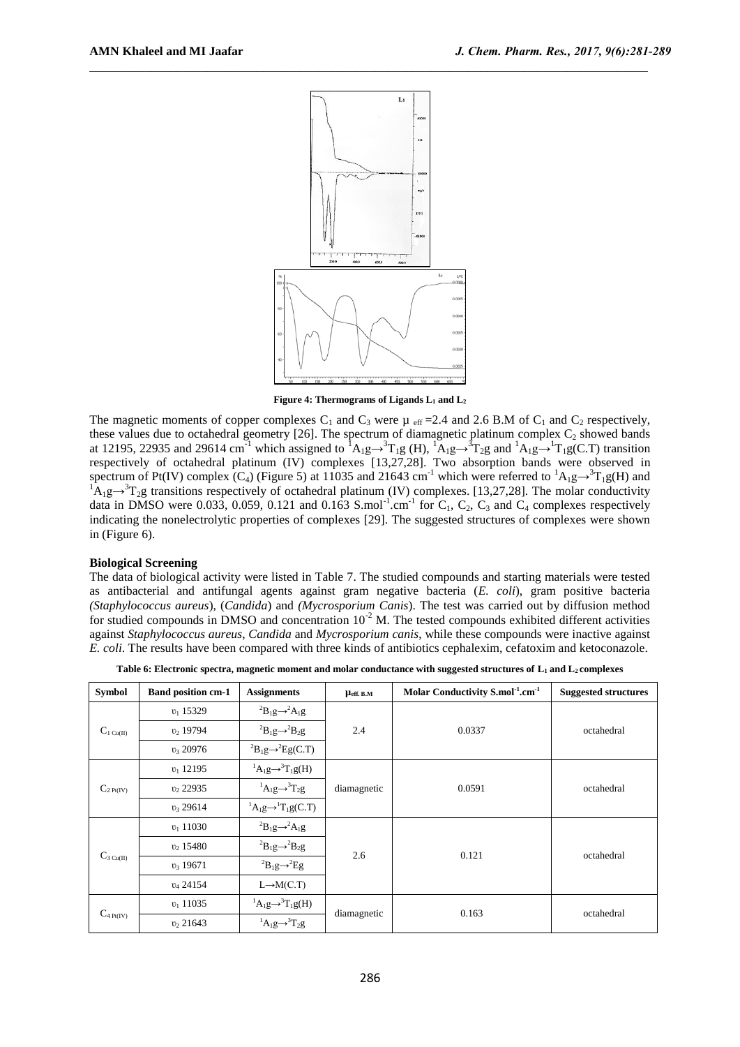Figure 4: Thermograms of Ligands $L_1$ and $L_2$

The magnetic moments of copper complexes $C_1$ and $C_3$ were $\mu_{eff}$ =2.4 and 2.6 B.M of $C_1$ and $C_2$ respectively, these values due to octahedral geometry [26]. The spectrum of diamagnetic platinum complex $C_2$ showed bands at 12195, 22935 and 29614 $cm^{-1}$ which assigned to $^1A_1g \rightarrow ^3T_1g$ (H), $^1A_1g \rightarrow ^3T_2g$ and $^1A_1g \rightarrow ^1T_1g$(C.T) transition respectively of octahedral platinum (IV) complexes [13,27,28]. Two absorption bands were observed in spectrum of Pt(IV) complex ($C_4$) (Figure 5) at 11035 and 21643 $cm^{-1}$ which were referred to $^1A_1g \rightarrow ^3T_1g$(H) and $^1A_1g \rightarrow ^3T_2g$ transitions respectively of octahedral platinum (IV) complexes. [13,27,28]. The molar conductivity data in DMSO were 0.033, 0.059, 0.121 and 0.163 $S.mol^{-1}.cm^{-1}$ for $C_1$, $C_2$, $C_3$ and $C_4$ complexes respectively indicating the nonelectrolytic properties of complexes [29]. The suggested structures of complexes were shown in (Figure 6).

### Biological Screening

The data of biological activity were listed in Table 7. The studied compounds and starting materials were tested as antibacterial and antifungal agents against gram negative bacteria (*E. coli*), gram positive bacteria *(Staphylococcus aureus)*, (*Candida*) and *(Mycrosporium Canis*). The test was carried out by diffusion method for studied compounds in DMSO and concentration $10^{-2}$ M. The tested compounds exhibited different activities against *Staphylococcus aureus*, *Candida* and *Mycrosporium canis*, while these compounds were inactive against *E. coli*. The results have been compared with three kinds of antibiotics cephalexim, cefatoxim and ketoconazole.

**Table 6: Electronic spectra, magnetic moment and molar conductance with suggested structures of $L_1$ and $L_2$ complexes**

| Symbol | Band position cm-1 | Assignments | $\mu_{eff. B.M}$ | Molar Conductivity $S.mol^{-1}.cm^{-1}$ | Suggested structures |
|---|---|---|---|---|---|
| $C_{1\ Cu(II)}$ | $\upsilon_1$ 15329 | $^2B_1g \rightarrow ^2A_1g$ | 2.4 | 0.0337 | octahedral |
| | $\upsilon_2$ 19794 | $^2B_1g \rightarrow ^2B_2g$ | | | |
| | $\upsilon_3$ 20976 | $^2B_1g \rightarrow ^2Eg$(C.T) | | | |
| $C_{2\ Pt(IV)}$ | $\upsilon_1$ 12195 | $^1A_1g \rightarrow ^3T_1g$(H) | diamagnetic | 0.0591 | octahedral |
| | $\upsilon_2$ 22935 | $^1A_1g \rightarrow ^3T_2g$ | | | |
| | $\upsilon_3$ 29614 | $^1A_1g \rightarrow ^1T_1g$(C.T) | | | |
| $C_{3\ Cu(II)}$ | $\upsilon_1$ 11030 | $^2B_1g \rightarrow ^2A_1g$ | 2.6 | 0.121 | octahedral |
| | $\upsilon_2$ 15480 | $^2B_1g \rightarrow ^2B_2g$ | | | |
| | $\upsilon_3$ 19671 | $^2B_1g \rightarrow ^2Eg$ | | | |
| | $\upsilon_4$ 24154 | $L \rightarrow M$(C.T) | | | |
| $C_{4\ Pt(IV)}$ | $\upsilon_1$ 11035 | $^1A_1g \rightarrow ^3T_1g$(H) | diamagnetic | 0.163 | octahedral |
| | $\upsilon_2$ 21643 | $^1A_1g \rightarrow ^3T_2g$ | | | |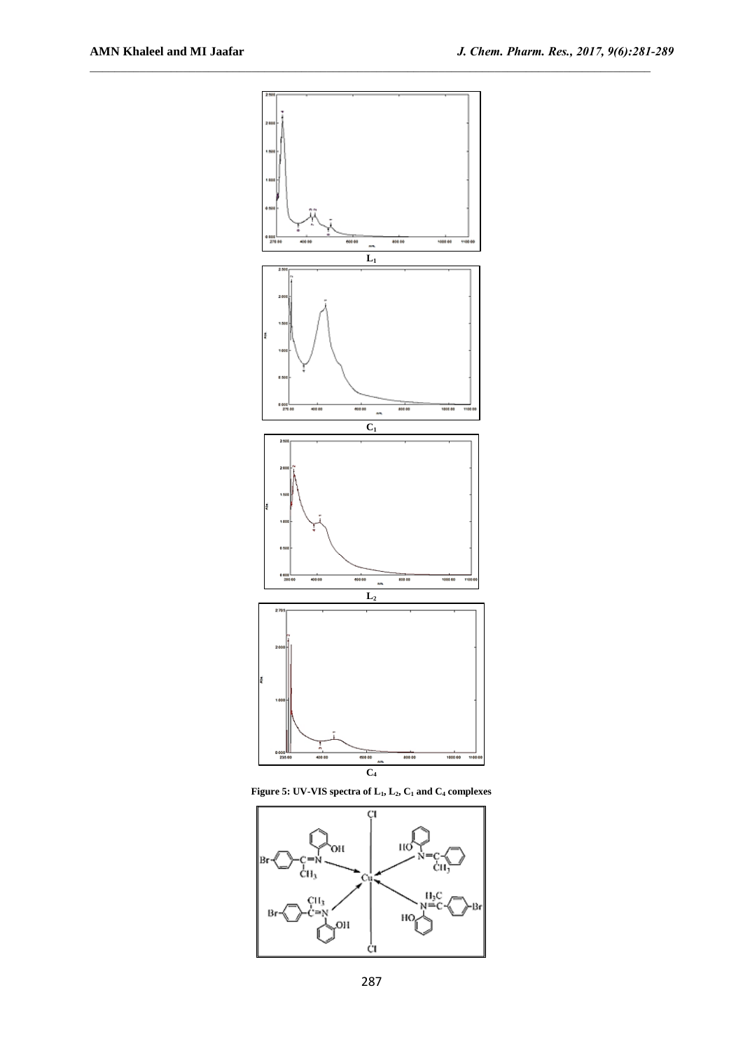L1

C1

L2

C4

**Figure 5: UV-VIS spectra of $L_1$, $L_2$, $C_1$ and $C_4$ complexes**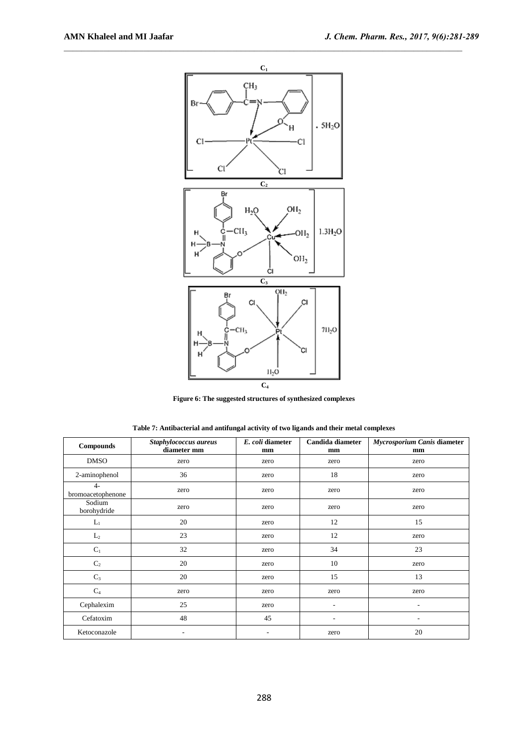**C$_1$**

**C$_2$**

**C$_3$**

**C$_4$**

**Figure 6: The suggested structures of synthesized complexes**

**Table 7: Antibacterial and antifungal activity of two ligands and their metal complexes**

| Compounds | *Staphylococcus aureus* diameter mm | *E. coli* diameter mm | Candida diameter mm | *Mycrosporium Canis* diameter mm |
|---|---|---|---|---|
| DMSO | zero | zero | zero | zero |
| 2-aminophenol | 36 | zero | 18 | zero |
| 4-bromoacetophenone | zero | zero | zero | zero |
| Sodium borohydride | zero | zero | zero | zero |
| $L_1$ | 20 | zero | 12 | 15 |
| $L_2$ | 23 | zero | 12 | zero |
| $C_1$ | 32 | zero | 34 | 23 |
| $C_2$ | 20 | zero | 10 | zero |
| $C_3$ | 20 | zero | 15 | 13 |
| $C_4$ | zero | zero | zero | zero |
| Cephalexim | 25 | zero | - | - |
| Cefatoxim | 48 | 45 | - | - |
| Ketoconazole | - | - | zero | 20 |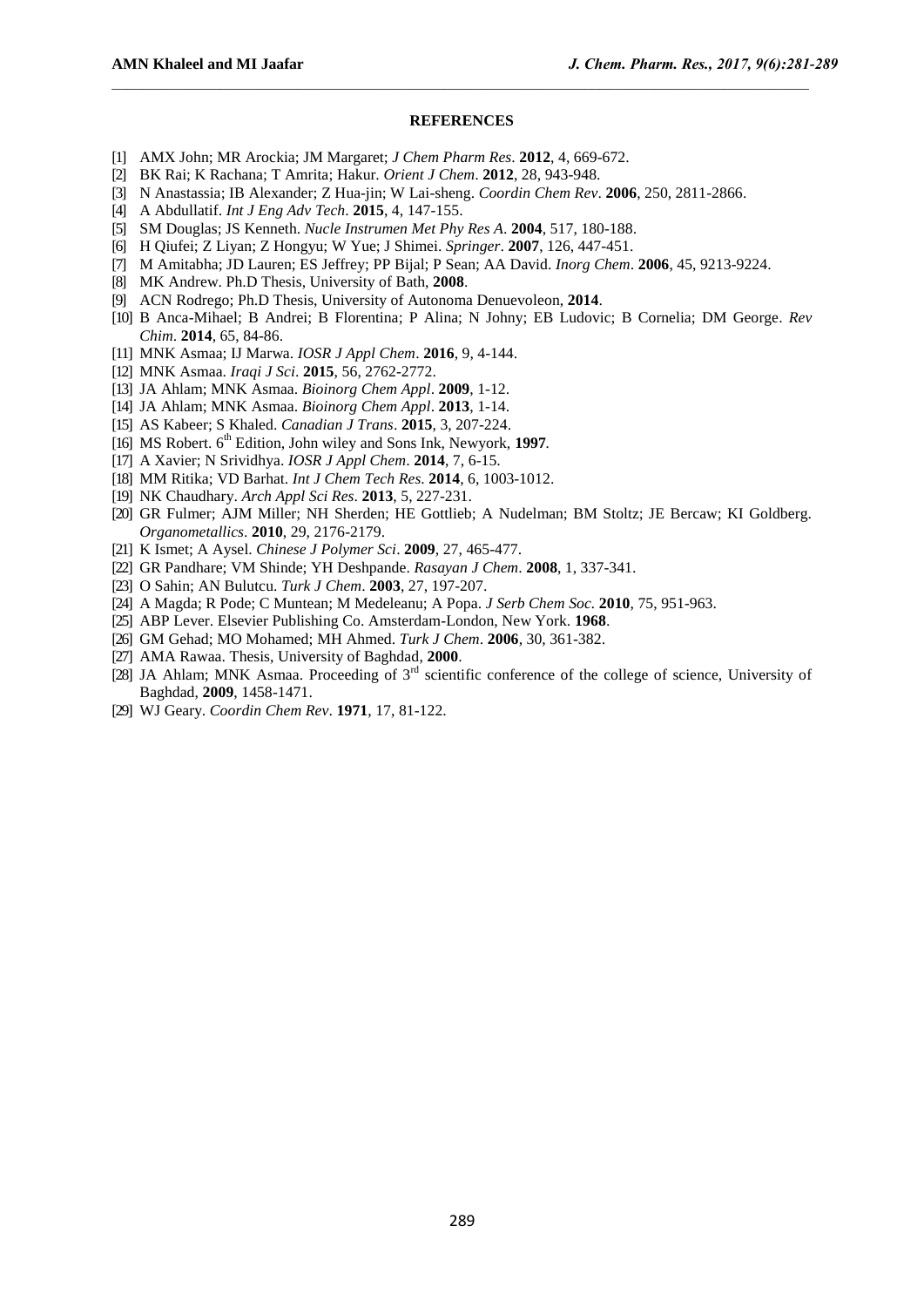## REFERENCES

[1] AMX John; MR Arockia; JM Margaret; *J Chem Pharm Res*. **2012**, 4, 669-672.

[2] BK Rai; K Rachana; T Amrita; Hakur. *Orient J Chem*. **2012**, 28, 943-948.

[3] N Anastassia; IB Alexander; Z Hua-jin; W Lai-sheng. *Coordin Chem Rev*. **2006**, 250, 2811-2866.

[4] A Abdullatif. *Int J Eng Adv Tech*. **2015**, 4, 147-155.

[5] SM Douglas; JS Kenneth. *Nucle Instrumen Met Phy Res A*. **2004**, 517, 180-188.

[6] H Qiufei; Z Liyan; Z Hongyu; W Yue; J Shimei. *Springer*. **2007**, 126, 447-451.

[7] M Amitabha; JD Lauren; ES Jeffrey; PP Bijal; P Sean; AA David. *Inorg Chem*. **2006**, 45, 9213-9224.

[8] MK Andrew. Ph.D Thesis, University of Bath, **2008**.

[9] ACN Rodrego; Ph.D Thesis, University of Autonoma Denuevoleon, **2014**.

[10] B Anca-Mihael; B Andrei; B Florentina; P Alina; N Johny; EB Ludovic; B Cornelia; DM George. *Rev Chim*. **2014**, 65, 84-86.

[11] MNK Asmaa; IJ Marwa. *IOSR J Appl Chem*. **2016**, 9, 4-144.

[12] MNK Asmaa. *Iraqi J Sci*. **2015**, 56, 2762-2772.

[13] JA Ahlam; MNK Asmaa. *Bioinorg Chem Appl*. **2009**, 1-12.

[14] JA Ahlam; MNK Asmaa. *Bioinorg Chem Appl*. **2013**, 1-14.

[15] AS Kabeer; S Khaled. *Canadian J Trans*. **2015**, 3, 207-224.

[16] MS Robert. $6^{th}$ Edition, John wiley and Sons Ink, Newyork, **1997**.

[17] A Xavier; N Srividhya. *IOSR J Appl Chem*. **2014**, 7, 6-15.

[18] MM Ritika; VD Barhat. *Int J Chem Tech Res*. **2014**, 6, 1003-1012.

[19] NK Chaudhary. *Arch Appl Sci Res*. **2013**, 5, 227-231.

[20] GR Fulmer; AJM Miller; NH Sherden; HE Gottlieb; A Nudelman; BM Stoltz; JE Bercaw; KI Goldberg. *Organometallics*. **2010**, 29, 2176-2179.

[21] K Ismet; A Aysel. *Chinese J Polymer Sci*. **2009**, 27, 465-477.

[22] GR Pandhare; VM Shinde; YH Deshpande. *Rasayan J Chem*. **2008**, 1, 337-341.

[23] O Sahin; AN Bulutcu. *Turk J Chem*. **2003**, 27, 197-207.

[24] A Magda; R Pode; C Muntean; M Medeleanu; A Popa. *J Serb Chem Soc*. **2010**, 75, 951-963.

[25] ABP Lever. Elsevier Publishing Co. Amsterdam-London, New York. **1968**.

[26] GM Gehad; MO Mohamed; MH Ahmed. *Turk J Chem*. **2006**, 30, 361-382.

[27] AMA Rawaa. Thesis, University of Baghdad, **2000**.

[28] JA Ahlam; MNK Asmaa. Proceeding of $3^{rd}$ scientific conference of the college of science, University of Baghdad, **2009**, 1458-1471.

[29] WJ Geary. *Coordin Chem Rev*. **1971**, 17, 81-122.